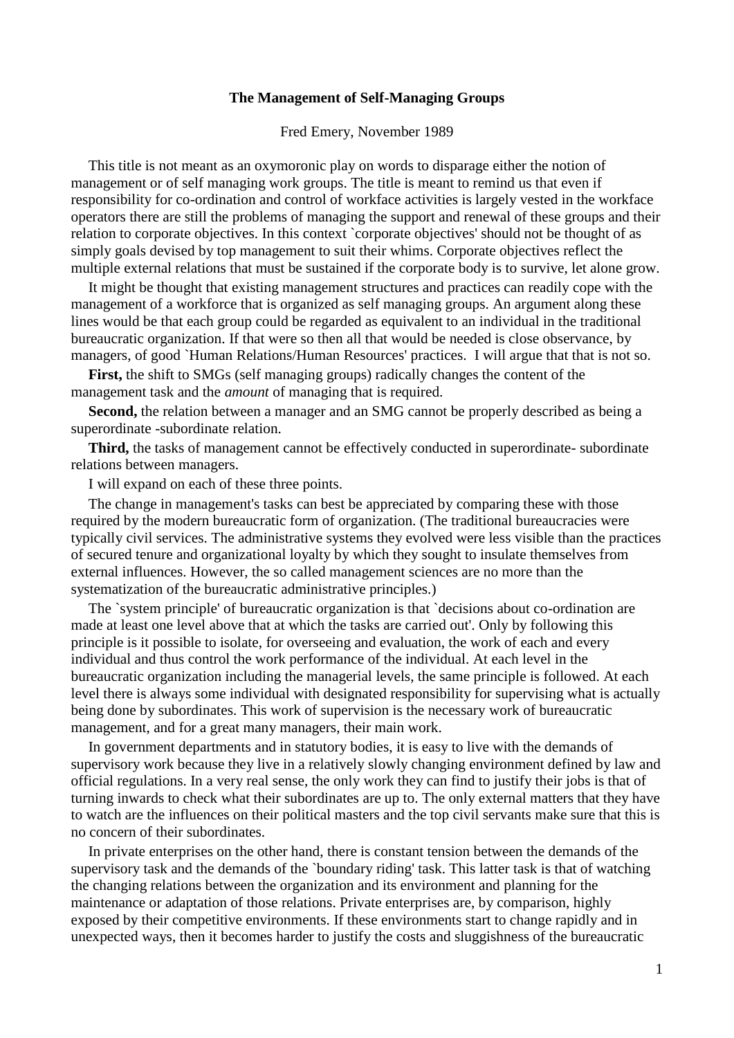# The Management of Self-Managing Groups

Fred Emery, November 1989

This title is not meant as an oxymoronic play on words to disparage either the notion of management or of self managing work groups. The title is meant to remind us that even if responsibility for co-ordination and control of workface activities is largely vested in the workface operators there are still the problems of managing the support and renewal of these groups and their relation to corporate objectives. In this context `corporate objectives' should not be thought of as simply goals devised by top management to suit their whims. Corporate objectives reflect the multiple external relations that must be sustained if the corporate body is to survive, let alone grow.

It might be thought that existing management structures and practices can readily cope with the management of a workforce that is organized as self managing groups. An argument along these lines would be that each group could be regarded as equivalent to an individual in the traditional bureaucratic organization. If that were so then all that would be needed is close observance, by managers, of good `Human Relations/Human Resources' practices. I will argue that that is not so.

**First,** the shift to SMGs (self managing groups) radically changes the content of the management task and the *amount* of managing that is required.

**Second,** the relation between a manager and an SMG cannot be properly described as being a superordinate -subordinate relation.

**Third,** the tasks of management cannot be effectively conducted in superordinate- subordinate relations between managers.

I will expand on each of these three points.

The change in management's tasks can best be appreciated by comparing these with those required by the modern bureaucratic form of organization. (The traditional bureaucracies were typically civil services. The administrative systems they evolved were less visible than the practices of secured tenure and organizational loyalty by which they sought to insulate themselves from external influences. However, the so called management sciences are no more than the systematization of the bureaucratic administrative principles.)

The `system principle' of bureaucratic organization is that `decisions about co-ordination are made at least one level above that at which the tasks are carried out'. Only by following this principle is it possible to isolate, for overseeing and evaluation, the work of each and every individual and thus control the work performance of the individual. At each level in the bureaucratic organization including the managerial levels, the same principle is followed. At each level there is always some individual with designated responsibility for supervising what is actually being done by subordinates. This work of supervision is the necessary work of bureaucratic management, and for a great many managers, their main work.

In government departments and in statutory bodies, it is easy to live with the demands of supervisory work because they live in a relatively slowly changing environment defined by law and official regulations. In a very real sense, the only work they can find to justify their jobs is that of turning inwards to check what their subordinates are up to. The only external matters that they have to watch are the influences on their political masters and the top civil servants make sure that this is no concern of their subordinates.

In private enterprises on the other hand, there is constant tension between the demands of the supervisory task and the demands of the `boundary riding' task. This latter task is that of watching the changing relations between the organization and its environment and planning for the maintenance or adaptation of those relations. Private enterprises are, by comparison, highly exposed by their competitive environments. If these environments start to change rapidly and in unexpected ways, then it becomes harder to justify the costs and sluggishness of the bureaucratic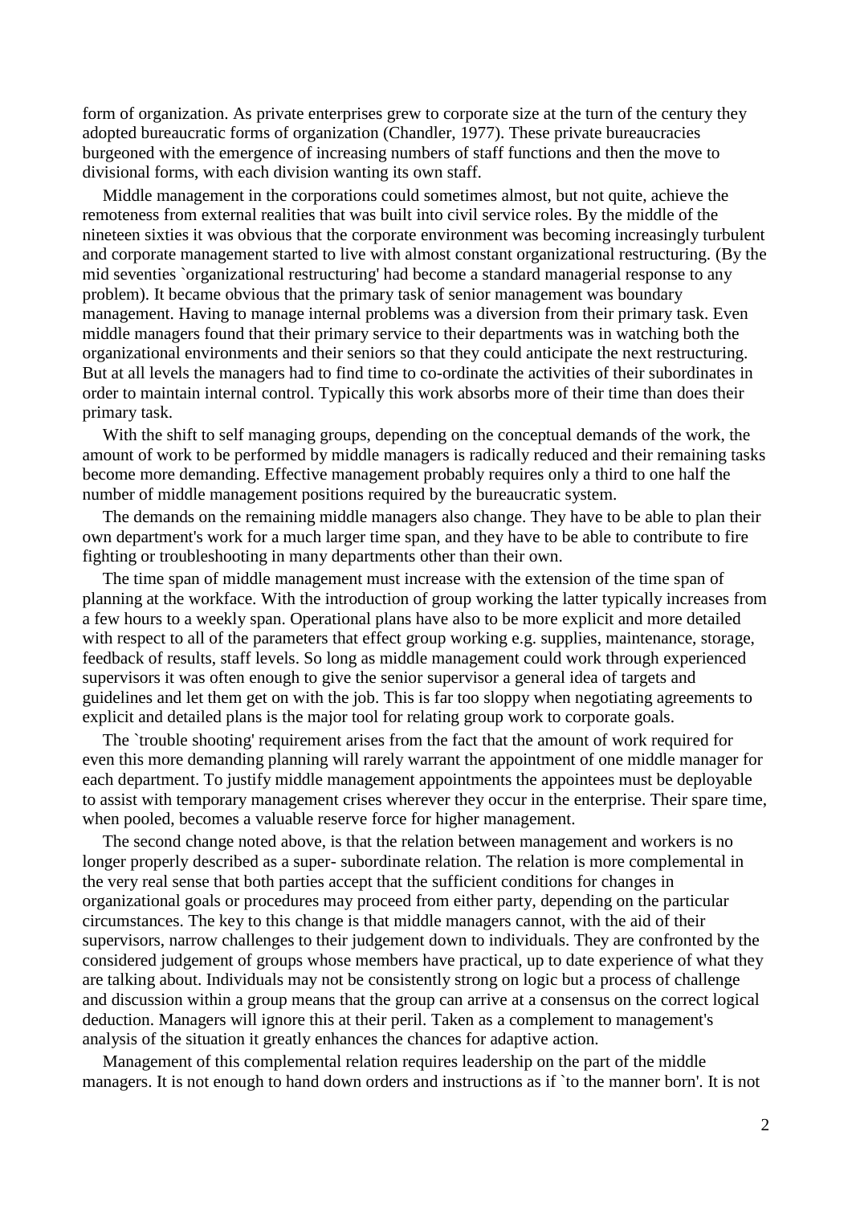form of organization. As private enterprises grew to corporate size at the turn of the century they adopted bureaucratic forms of organization (Chandler, 1977). These private bureaucracies burgeoned with the emergence of increasing numbers of staff functions and then the move to divisional forms, with each division wanting its own staff.

Middle management in the corporations could sometimes almost, but not quite, achieve the remoteness from external realities that was built into civil service roles. By the middle of the nineteen sixties it was obvious that the corporate environment was becoming increasingly turbulent and corporate management started to live with almost constant organizational restructuring. (By the mid seventies `organizational restructuring' had become a standard managerial response to any problem). It became obvious that the primary task of senior management was boundary management. Having to manage internal problems was a diversion from their primary task. Even middle managers found that their primary service to their departments was in watching both the organizational environments and their seniors so that they could anticipate the next restructuring. But at all levels the managers had to find time to co-ordinate the activities of their subordinates in order to maintain internal control. Typically this work absorbs more of their time than does their primary task.

With the shift to self managing groups, depending on the conceptual demands of the work, the amount of work to be performed by middle managers is radically reduced and their remaining tasks become more demanding. Effective management probably requires only a third to one half the number of middle management positions required by the bureaucratic system.

The demands on the remaining middle managers also change. They have to be able to plan their own department's work for a much larger time span, and they have to be able to contribute to fire fighting or troubleshooting in many departments other than their own.

The time span of middle management must increase with the extension of the time span of planning at the workface. With the introduction of group working the latter typically increases from a few hours to a weekly span. Operational plans have also to be more explicit and more detailed with respect to all of the parameters that effect group working e.g. supplies, maintenance, storage, feedback of results, staff levels. So long as middle management could work through experienced supervisors it was often enough to give the senior supervisor a general idea of targets and guidelines and let them get on with the job. This is far too sloppy when negotiating agreements to explicit and detailed plans is the major tool for relating group work to corporate goals.

The `trouble shooting' requirement arises from the fact that the amount of work required for even this more demanding planning will rarely warrant the appointment of one middle manager for each department. To justify middle management appointments the appointees must be deployable to assist with temporary management crises wherever they occur in the enterprise. Their spare time, when pooled, becomes a valuable reserve force for higher management.

The second change noted above, is that the relation between management and workers is no longer properly described as a super- subordinate relation. The relation is more complemental in the very real sense that both parties accept that the sufficient conditions for changes in organizational goals or procedures may proceed from either party, depending on the particular circumstances. The key to this change is that middle managers cannot, with the aid of their supervisors, narrow challenges to their judgement down to individuals. They are confronted by the considered judgement of groups whose members have practical, up to date experience of what they are talking about. Individuals may not be consistently strong on logic but a process of challenge and discussion within a group means that the group can arrive at a consensus on the correct logical deduction. Managers will ignore this at their peril. Taken as a complement to management's analysis of the situation it greatly enhances the chances for adaptive action.

Management of this complemental relation requires leadership on the part of the middle managers. It is not enough to hand down orders and instructions as if `to the manner born'. It is not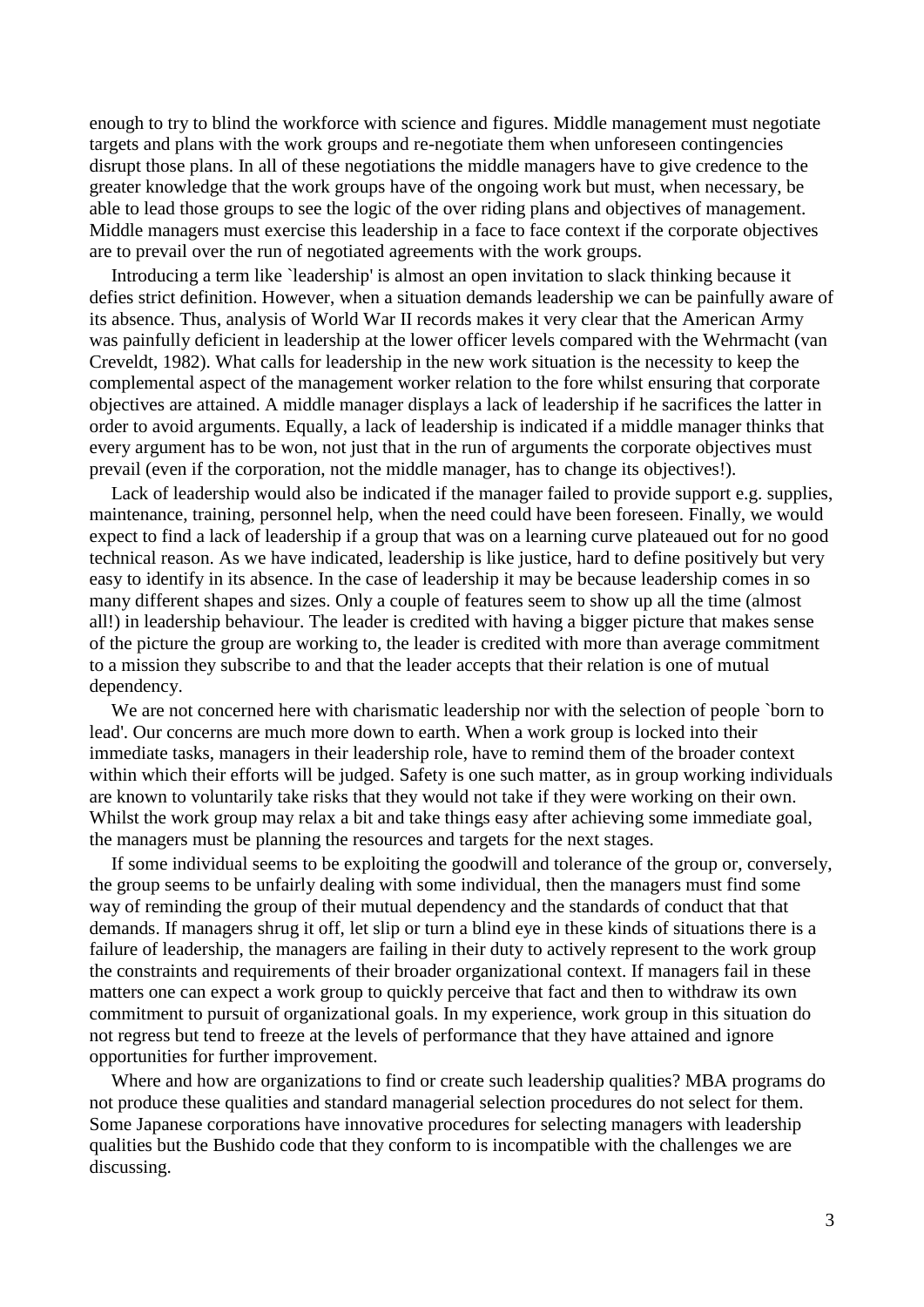enough to try to blind the workforce with science and figures. Middle management must negotiate targets and plans with the work groups and re-negotiate them when unforeseen contingencies disrupt those plans. In all of these negotiations the middle managers have to give credence to the greater knowledge that the work groups have of the ongoing work but must, when necessary, be able to lead those groups to see the logic of the over riding plans and objectives of management. Middle managers must exercise this leadership in a face to face context if the corporate objectives are to prevail over the run of negotiated agreements with the work groups.

Introducing a term like `leadership' is almost an open invitation to slack thinking because it defies strict definition. However, when a situation demands leadership we can be painfully aware of its absence. Thus, analysis of World War II records makes it very clear that the American Army was painfully deficient in leadership at the lower officer levels compared with the Wehrmacht (van Creveldt, 1982). What calls for leadership in the new work situation is the necessity to keep the complemental aspect of the management worker relation to the fore whilst ensuring that corporate objectives are attained. A middle manager displays a lack of leadership if he sacrifices the latter in order to avoid arguments. Equally, a lack of leadership is indicated if a middle manager thinks that every argument has to be won, not just that in the run of arguments the corporate objectives must prevail (even if the corporation, not the middle manager, has to change its objectives!).

Lack of leadership would also be indicated if the manager failed to provide support e.g. supplies, maintenance, training, personnel help, when the need could have been foreseen. Finally, we would expect to find a lack of leadership if a group that was on a learning curve plateaued out for no good technical reason. As we have indicated, leadership is like justice, hard to define positively but very easy to identify in its absence. In the case of leadership it may be because leadership comes in so many different shapes and sizes. Only a couple of features seem to show up all the time (almost all!) in leadership behaviour. The leader is credited with having a bigger picture that makes sense of the picture the group are working to, the leader is credited with more than average commitment to a mission they subscribe to and that the leader accepts that their relation is one of mutual dependency.

We are not concerned here with charismatic leadership nor with the selection of people `born to lead'. Our concerns are much more down to earth. When a work group is locked into their immediate tasks, managers in their leadership role, have to remind them of the broader context within which their efforts will be judged. Safety is one such matter, as in group working individuals are known to voluntarily take risks that they would not take if they were working on their own. Whilst the work group may relax a bit and take things easy after achieving some immediate goal, the managers must be planning the resources and targets for the next stages.

If some individual seems to be exploiting the goodwill and tolerance of the group or, conversely, the group seems to be unfairly dealing with some individual, then the managers must find some way of reminding the group of their mutual dependency and the standards of conduct that that demands. If managers shrug it off, let slip or turn a blind eye in these kinds of situations there is a failure of leadership, the managers are failing in their duty to actively represent to the work group the constraints and requirements of their broader organizational context. If managers fail in these matters one can expect a work group to quickly perceive that fact and then to withdraw its own commitment to pursuit of organizational goals. In my experience, work group in this situation do not regress but tend to freeze at the levels of performance that they have attained and ignore opportunities for further improvement.

Where and how are organizations to find or create such leadership qualities? MBA programs do not produce these qualities and standard managerial selection procedures do not select for them. Some Japanese corporations have innovative procedures for selecting managers with leadership qualities but the Bushido code that they conform to is incompatible with the challenges we are discussing.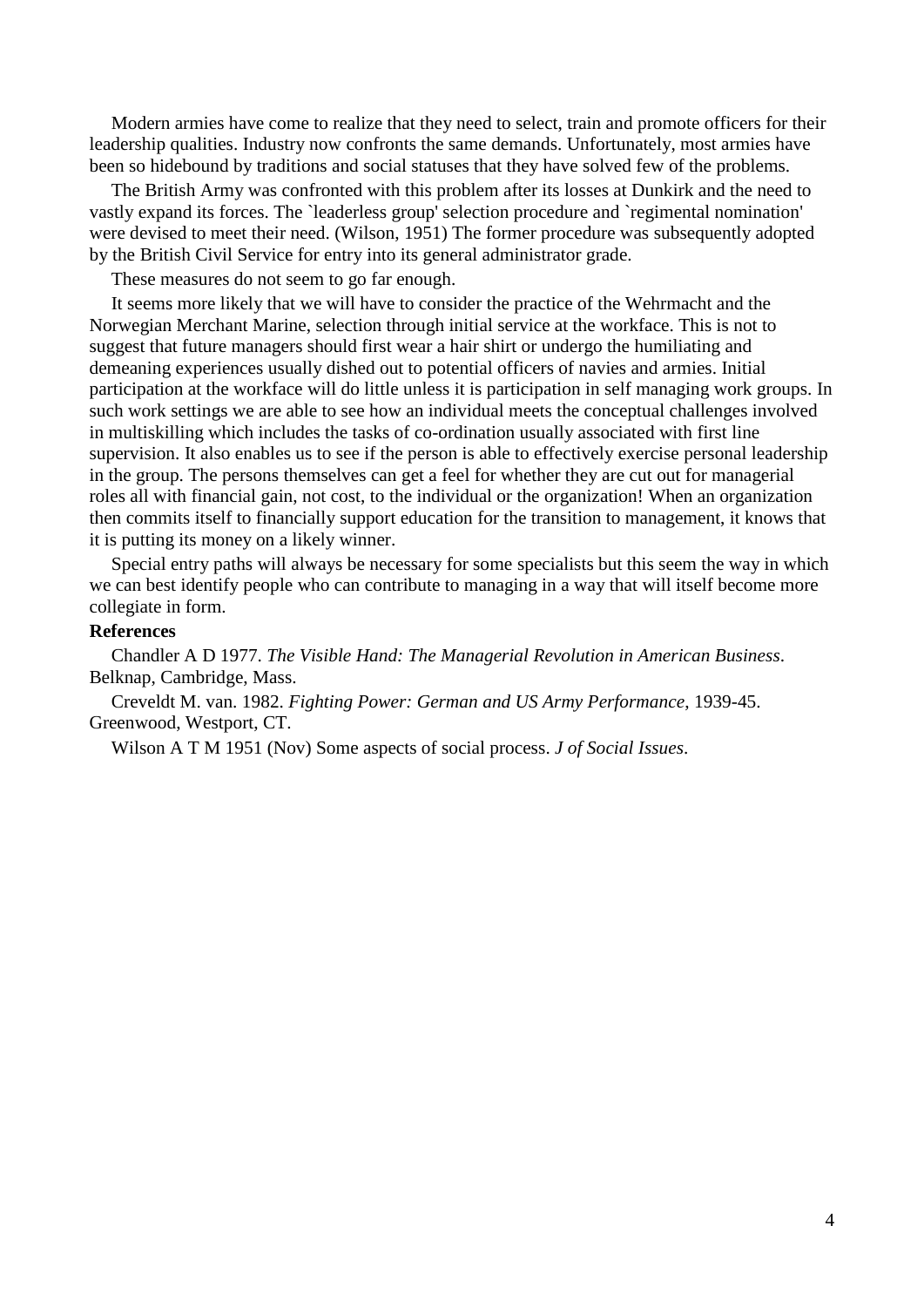Modern armies have come to realize that they need to select, train and promote officers for their leadership qualities. Industry now confronts the same demands. Unfortunately, most armies have been so hidebound by traditions and social statuses that they have solved few of the problems.

The British Army was confronted with this problem after its losses at Dunkirk and the need to vastly expand its forces. The `leaderless group' selection procedure and `regimental nomination' were devised to meet their need. (Wilson, 1951) The former procedure was subsequently adopted by the British Civil Service for entry into its general administrator grade.

These measures do not seem to go far enough.

It seems more likely that we will have to consider the practice of the Wehrmacht and the Norwegian Merchant Marine, selection through initial service at the workface. This is not to suggest that future managers should first wear a hair shirt or undergo the humiliating and demeaning experiences usually dished out to potential officers of navies and armies. Initial participation at the workface will do little unless it is participation in self managing work groups. In such work settings we are able to see how an individual meets the conceptual challenges involved in multiskilling which includes the tasks of co-ordination usually associated with first line supervision. It also enables us to see if the person is able to effectively exercise personal leadership in the group. The persons themselves can get a feel for whether they are cut out for managerial roles all with financial gain, not cost, to the individual or the organization! When an organization then commits itself to financially support education for the transition to management, it knows that it is putting its money on a likely winner.

Special entry paths will always be necessary for some specialists but this seem the way in which we can best identify people who can contribute to managing in a way that will itself become more collegiate in form.

**References**

Chandler A D 1977. *The Visible Hand: The Managerial Revolution in American Business*. Belknap, Cambridge, Mass.

Creveldt M. van. 1982. *Fighting Power: German and US Army Performance*, 1939-45. Greenwood, Westport, CT.

Wilson A T M 1951 (Nov) Some aspects of social process. *J of Social Issues*.